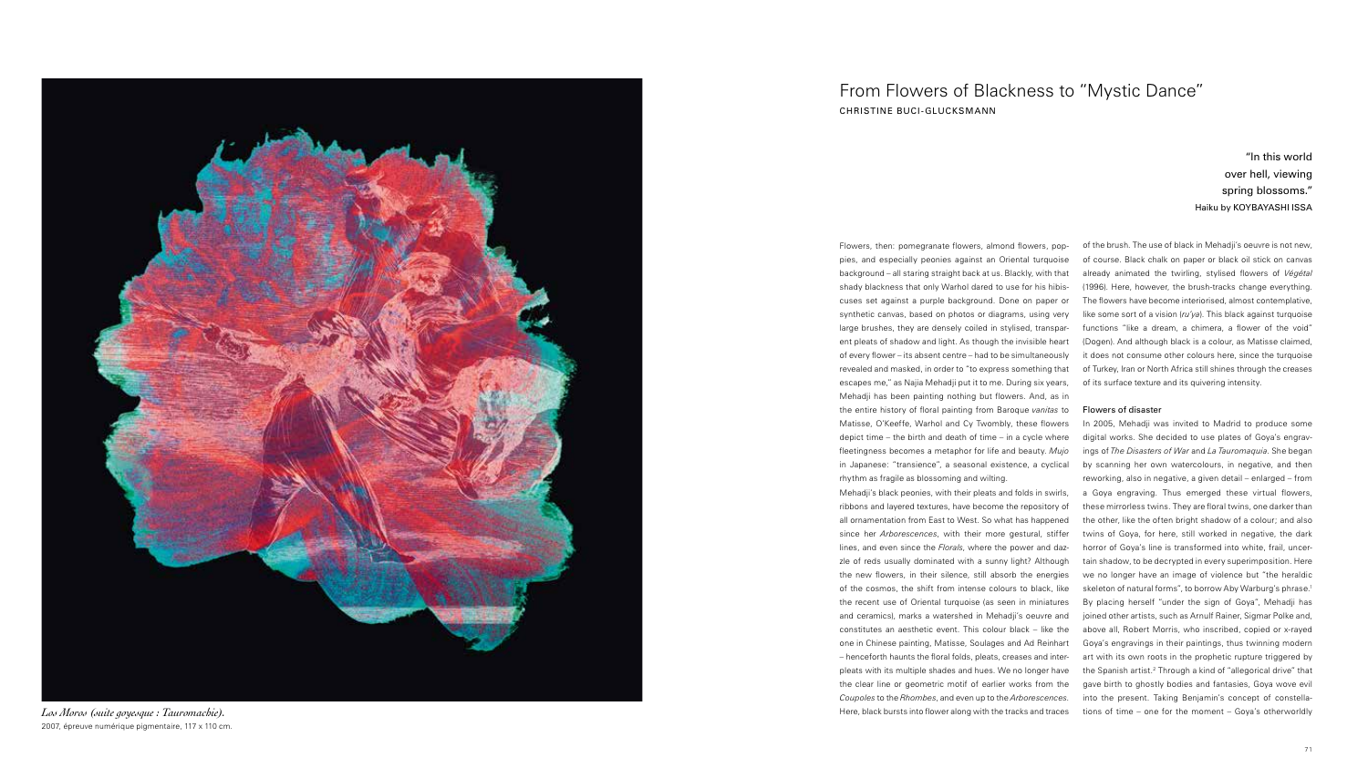*Los Moros (suite goyesque : Tauromachie).*
2007, épreuve numérique pigmentaire, 117 x 110 cm.

# From Flowers of Blackness to "Mystic Dance"

CHRISTINE BUCI-GLUCKSMANN

> "In this world
> over hell, viewing
> spring blossoms."
> Haiku by KOYBAYASHI ISSA

Flowers, then: pomegranate flowers, almond flowers, poppies, and especially peonies against an Oriental turquoise background – all staring straight back at us. Blackly, with that shady blackness that only Warhol dared to use for his hibiscuses set against a purple background. Done on paper or synthetic canvas, based on photos or diagrams, using very large brushes, they are densely coiled in stylised, transparent pleats of shadow and light. As though the invisible heart of every flower – its absent centre – had to be simultaneously revealed and masked, in order to "to express something that escapes me," as Najia Mehadji put it to me. During six years, Mehadji has been painting nothing but flowers. And, as in the entire history of floral painting from Baroque *vanitas* to Matisse, O'Keeffe, Warhol and Cy Twombly, these flowers depict time – the birth and death of time – in a cycle where fleetingness becomes a metaphor for life and beauty. *Mujo* in Japanese: "transience", a seasonal existence, a cyclical rhythm as fragile as blossoming and wilting.

Mehadji's black peonies, with their pleats and folds in swirls, ribbons and layered textures, have become the repository of all ornamentation from East to West. So what has happened since her *Arborescences*, with their more gestural, stiffer lines, and even since the *Florals*, where the power and dazzle of reds usually dominated with a sunny light? Although the new flowers, in their silence, still absorb the energies of the cosmos, the shift from intense colours to black, like the recent use of Oriental turquoise (as seen in miniatures and ceramics), marks a watershed in Mehadji's oeuvre and constitutes an aesthetic event. This colour black – like the one in Chinese painting, Matisse, Soulages and Ad Reinhart – henceforth haunts the floral folds, pleats, creases and interpleats with its multiple shades and hues. We no longer have the clear line or geometric motif of earlier works from the *Coupoles* to the *Rhombes*, and even up to the *Arborescences*. Here, black bursts into flower along with the tracks and traces of the brush. The use of black in Mehadji's oeuvre is not new, of course. Black chalk on paper or black oil stick on canvas already animated the twirling, stylised flowers of *Végétal* (1996). Here, however, the brush-tracks change everything. The flowers have become interiorised, almost contemplative, like some sort of a vision (*ru'ya*). This black against turquoise functions "like a dream, a chimera, a flower of the void" (Dogen). And although black is a colour, as Matisse claimed, it does not consume other colours here, since the turquoise of Turkey, Iran or North Africa still shines through the creases of its surface texture and its quivering intensity.

## Flowers of disaster

In 2005, Mehadji was invited to Madrid to produce some digital works. She decided to use plates of Goya's engravings of *The Disasters of War* and *La Tauromaquia*. She began by scanning her own watercolours, in negative, and then reworking, also in negative, a given detail – enlarged – from a Goya engraving. Thus emerged these virtual flowers, these mirrorless twins. They are floral twins, one darker than the other, like the often bright shadow of a colour; and also twins of Goya, for here, still worked in negative, the dark horror of Goya's line is transformed into white, frail, uncertain shadow, to be decrypted in every superimposition. Here we no longer have an image of violence but "the heraldic skeleton of natural forms", to borrow Aby Warburg's phrase.[1] By placing herself "under the sign of Goya", Mehadji has joined other artists, such as Arnulf Rainer, Sigmar Polke and, above all, Robert Morris, who inscribed, copied or x-rayed Goya's engravings in their paintings, thus twinning modern art with its own roots in the prophetic rupture triggered by the Spanish artist.[2] Through a kind of "allegorical drive" that gave birth to ghostly bodies and fantasies, Goya wove evil into the present. Taking Benjamin's concept of constellations of time – one for the moment – Goya's otherworldly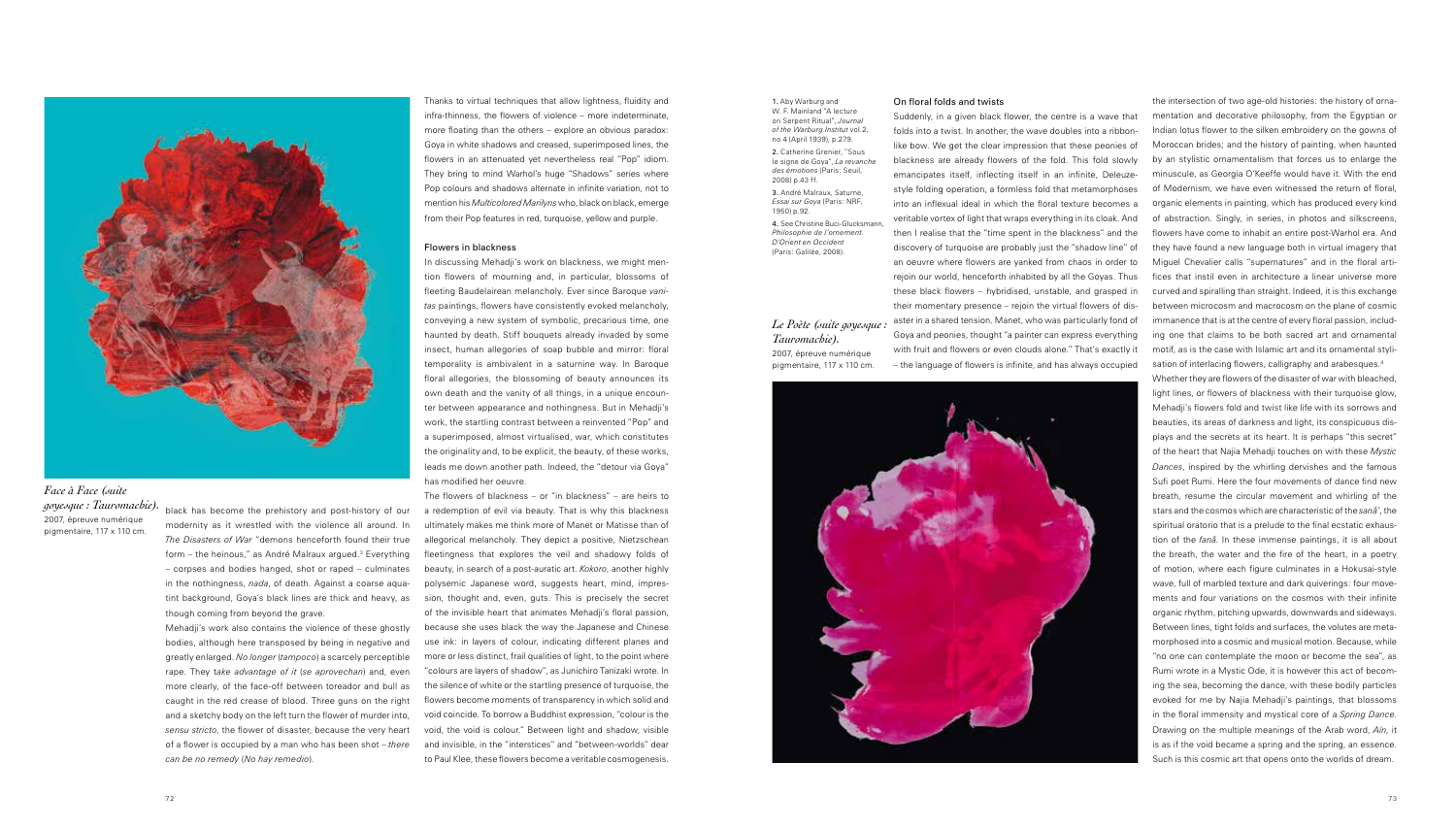*Face à Face (suite goyesque : Tauromachie).*
2007, épreuve numérique pigmentaire, 117 x 110 cm.

black has become the prehistory and post-history of our modernity as it wrestled with the violence all around. In *The Disasters of War* "demons henceforth found their true form – the heinous," as André Malraux argued.[3] Everything – corpses and bodies hanged, shot or raped – culminates in the nothingness, *nada*, of death. Against a coarse aquatint background, Goya's black lines are thick and heavy, as though coming from beyond the grave.

Mehadji's work also contains the violence of these ghostly bodies, although here transposed by being in negative and greatly enlarged. *No longer* (*tampoco*) a scarcely perceptible rape. They *take advantage of it* (*se aprovechan*) and, even more clearly, of the face-off between toreador and bull as caught in the red crease of blood. Three guns on the right and a sketchy body on the left turn the flower of murder into, *sensu stricto*, the flower of disaster, because the very heart of a flower is occupied by a man who has been shot – *there can be no remedy* (*No hay remedio*).

Thanks to virtual techniques that allow lightness, fluidity and infra-thinness, the flowers of violence – more indeterminate, more floating than the others – explore an obvious paradox: Goya in white shadows and creased, superimposed lines, the flowers in an attenuated yet nevertheless real "Pop" idiom. They bring to mind Warhol's huge "Shadows" series where Pop colours and shadows alternate in infinite variation, not to mention his *Multicolored Marilyns* who, black on black, emerge from their Pop features in red, turquoise, yellow and purple.

## Flowers in blackness

In discussing Mehadji's work on blackness, we might mention flowers of mourning and, in particular, blossoms of fleeting Baudelairean melancholy. Ever since Baroque *vanitas* paintings, flowers have consistently evoked melancholy, conveying a new system of symbolic, precarious time, one haunted by death. Stiff bouquets already invaded by some insect, human allegories of soap bubble and mirror: floral temporality is ambivalent in a saturnine way. In Baroque floral allegories, the blossoming of beauty announces its own death and the vanity of all things, in a unique encounter between appearance and nothingness. But in Mehadji's work, the startling contrast between a reinvented "Pop" and a superimposed, almost virtualised, war, which constitutes the originality and, to be explicit, the beauty, of these works, leads me down another path. Indeed, the "detour via Goya" has modified her oeuvre.

The flowers of blackness – or "in blackness" – are heirs to a redemption of evil via beauty. That is why this blackness ultimately makes me think more of Manet or Matisse than of allegorical melancholy. They depict a positive, Nietzschean fleetingness that explores the veil and shadowy folds of beauty, in search of a post-auratic art. *Kokoro*, another highly polysemic Japanese word, suggests heart, mind, impression, thought and, even, guts. This is precisely the secret of the invisible heart that animates Mehadji's floral passion, because she uses black the way the Japanese and Chinese use ink: in layers of colour, indicating different planes and more or less distinct, frail qualities of light, to the point where "colours are layers of shadow", as Junichiro Tanizaki wrote. In the silence of white or the startling presence of turquoise, the flowers become moments of transparency in which solid and void coincide. To borrow a Buddhist expression, "colour is the void, the void is colour." Between light and shadow, visible and invisible, in the "interstices" and "between-worlds" dear to Paul Klee, these flowers become a veritable cosmogenesis.

1. Aby Warburg and W. F. Mainland "A lecture on Serpent Ritual", *Journal of the Warburg Institut* vol.2, no 4 (April 1939), p.279.

2. Catherine Grenier, "Sous le signe de Goya", *La revanche des émotions* (Paris: Seuil, 2008) p.43 ff.

3. André Malraux, Saturne, *Essai sur Goya* (Paris: NRF, 1950) p.92.

4. See Christine Buci-Glucksmann, *Philosophie de l'ornement. D'Orient en Occident* (Paris: Galilée, 2008).

*Le Poète (suite goyesque : Tauromachie).*
2007, épreuve numérique pigmentaire, 117 x 110 cm.

## On floral folds and twists

Suddenly, in a given black flower, the centre is a wave that folds into a twist. In another, the wave doubles into a ribbon-like bow. We get the clear impression that these peonies of blackness are already flowers of the fold. This fold slowly emancipates itself, inflecting itself in an infinite, Deleuze-style folding operation, a formless fold that metamorphoses into an inflexual ideal in which the floral texture becomes a veritable vortex of light that wraps everything in its cloak. And then I realise that the "time spent in the blackness" and the discovery of turquoise are probably just the "shadow line" of an oeuvre where flowers are yanked from chaos in order to rejoin our world, henceforth inhabited by all the Goyas. Thus these black flowers – hybridised, unstable, and grasped in their momentary presence – rejoin the virtual flowers of disaster in a shared tension. Manet, who was particularly fond of Goya and peonies, thought "a painter can express everything with fruit and flowers or even clouds alone." That's exactly it – the language of flowers is infinite, and has always occupied the intersection of two age-old histories: the history of ornamentation and decorative philosophy, from the Egyptian or Indian lotus flower to the silken embroidery on the gowns of Moroccan brides; and the history of painting, when haunted by an stylistic ornamentalism that forces us to enlarge the minuscule, as Georgia O'Keeffe would have it. With the end of Modernism, we have even witnessed the return of floral, organic elements in painting, which has produced every kind of abstraction. Singly, in series, in photos and silkscreens, flowers have come to inhabit an entire post-Warhol era. And they have found a new language both in virtual imagery that Miguel Chevalier calls "supernatures" and in the floral artifices that instil even in architecture a linear universe more curved and spiralling than straight. Indeed, it is this exchange between microcosm and macrocosm on the plane of cosmic immanence that is at the centre of every floral passion, including one that claims to be both sacred art and ornamental motif, as is the case with Islamic art and its ornamental stylisation of interlacing flowers, calligraphy and arabesques.[4]

Whether they are flowers of the disaster of war with bleached, light lines, or flowers of blackness with their turquoise glow, Mehadji's flowers fold and twist like life with its sorrows and beauties, its areas of darkness and light, its conspicuous displays and the secrets at its heart. It is perhaps "this secret" of the heart that Najia Mehadji touches on with these *Mystic Dances*, inspired by the whirling dervishes and the famous Sufi poet Rumi. Here the four movements of dance find new breath, resume the circular movement and whirling of the stars and the cosmos which are characteristic of the *sanâ'*, the spiritual oratorio that is a prelude to the final ecstatic exhaustion of the *fanâ*. In these immense paintings, it is all about the breath, the water and the fire of the heart, in a poetry of motion, where each figure culminates in a Hokusai-style wave, full of marbled texture and dark quiverings: four movements and four variations on the cosmos with their infinite organic rhythm, pitching upwards, downwards and sideways. Between lines, tight folds and surfaces, the volutes are metamorphosed into a cosmic and musical motion. Because, while "no one can contemplate the moon or become the sea", as Rumi wrote in a Mystic Ode, it is however this act of becoming the sea, becoming the dance, with these bodily particles evoked for me by Najia Mehadji's paintings, that blossoms in the floral immensity and mystical core of a *Spring Dance*. Drawing on the multiple meanings of the Arab word, *Aïn*, it is as if the void became a spring and the spring, an essence. Such is this cosmic art that opens onto the worlds of dream.